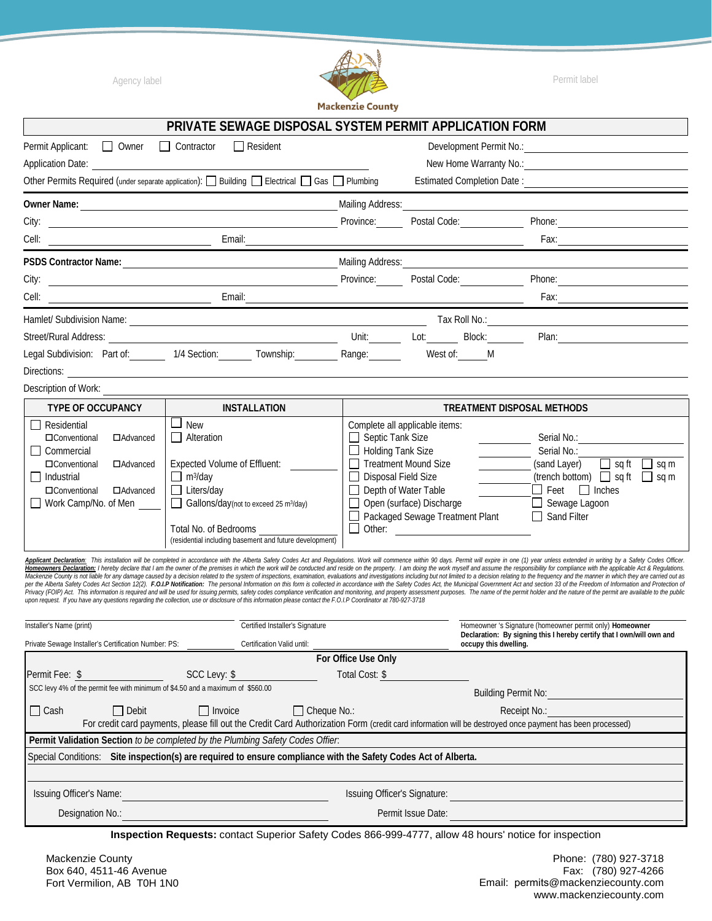Agency label

Mackenzie County

Permit label

# PRIVATE SEWAGE DISPOSAL SYSTEM PERMIT APPLICATION FORM

Permit Applicant: ☐ Owner ☐ Contractor ☐ Resident

Development Permit No.: ____________________

Application Date: ____________________

New Home Warranty No.: ____________________

Other Permits Required (under separate application): ☐ Building ☐ Electrical ☐ Gas ☐ Plumbing

Estimated Completion Date : ____________________

**Owner Name:** ____________________ Mailing Address: ____________________

City: ____________________ Province: ______ Postal Code: __________ Phone: ____________________

Cell: ____________________ Email: ____________________ Fax: ____________________

**PSDS Contractor Name:** ____________________ Mailing Address: ____________________

City: ____________________ Province: ______ Postal Code: __________ Phone: ____________________

Cell: ____________________ Email: ____________________ Fax: ____________________

Hamlet/ Subdivision Name: ____________________ Tax Roll No.: ____________________

Street/Rural Address: ____________________ Unit: ______ Lot: ______ Block: ______ Plan: ____________________

Legal Subdivision: Part of: ______ 1/4 Section: ______ Township: ______ Range: ______ West of: ______M

Directions: ____________________

Description of Work: ____________________

| TYPE OF OCCUPANCY | INSTALLATION | TREATMENT DISPOSAL METHODS |
|---|---|---|
| ☐ Residential<br>☐Conventional ☐Advanced<br>☐ Commercial<br>☐Conventional ☐Advanced<br>☐ Industrial<br>☐Conventional ☐Advanced<br>☐ Work Camp/No. of Men ____ | ☐ New<br>☐ Alteration<br><br>Expected Volume of Effluent: ______<br>☐ m³/day<br>☐ Liters/day<br>☐ Gallons/day(not to exceed 25 m³/day)<br><br>Total No. of Bedrooms ______<br>(residential including basement and future development) | Complete all applicable items:<br>☐ Septic Tank Size ______ Serial No.: ______<br>☐ Holding Tank Size ______ Serial No.: ______<br>☐ Treatment Mound Size ______ (sand Layer) ☐ sq ft ☐ sq m<br>☐ Disposal Field Size ______ (trench bottom) ☐ sq ft ☐ sq m<br>☐ Depth of Water Table ______ ☐ Feet ☐ Inches<br>☐ Open (surface) Discharge ☐ Sewage Lagoon<br>☐ Packaged Sewage Treatment Plant ☐ Sand Filter<br>☐ Other: ______ |

***Applicant Declaration***: *This installation will be completed in accordance with the Alberta Safety Codes Act and Regulations. Work will commence within 90 days. Permit will expire in one (1) year unless extended in writing by a Safety Codes Officer.* ***Homeowners Declaration:*** *I hereby declare that I am the owner of the premises in which the work will be conducted and reside on the property. I am doing the work myself and assume the responsibility for compliance with the applicable Act & Regulations. Mackenzie County is not liable for any damage caused by a decision related to the system of inspections, examination, evaluations and investigations including but not limited to a decision relating to the frequency and the manner in which they are carried out as per the Alberta Safety Codes Act Section 12(2).* ***F.O.I.P Notification:*** *The personal Information on this form is collected in accordance with the Safety Codes Act, the Municipal Government Act and section 33 of the Freedom of Information and Protection of Privacy (FOIP) Act. This information is required and will be used for issuing permits, safety codes compliance verification and monitoring, and property assessment purposes. The name of the permit holder and the nature of the permit are available to the public upon request. If you have any questions regarding the collection, use or disclosure of this information please contact the F.O.I.P Coordinator at 780-927-3718*

Installer's Name (print) ____________________

Certified Installer's Signature ____________________

Homeowner 's Signature (homeowner permit only) **Homeowner Declaration: By signing this I hereby certify that I own/will own and occupy this dwelling.**

Private Sewage Installer's Certification Number: PS: __________ Certification Valid until: __________

**For Office Use Only**

Permit Fee: $ __________ SCC Levy: $ __________ Total Cost: $ __________

SCC levy 4% of the permit fee with minimum of $4.50 and a maximum of $560.00

Building Permit No: ____________________

☐ Cash ☐ Debit ☐ Invoice ☐ Cheque No.: __________ Receipt No.: ____________________

For credit card payments, please fill out the Credit Card Authorization Form (credit card information will be destroyed once payment has been processed)

**Permit Validation Section** *to be completed by the Plumbing Safety Codes Offier*:

Special Conditions: **Site inspection(s) are required to ensure compliance with the Safety Codes Act of Alberta.**

Issuing Officer's Name: ____________________ Issuing Officer's Signature: ____________________

Designation No.: ____________________ Permit Issue Date: ____________________

**Inspection Requests:** contact Superior Safety Codes 866-999-4777, allow 48 hours' notice for inspection

Mackenzie County
Box 640, 4511-46 Avenue
Fort Vermilion, AB T0H 1N0

Phone: (780) 927-3718
Fax: (780) 927-4266
Email: permits@mackenziecounty.com
www.mackenziecounty.com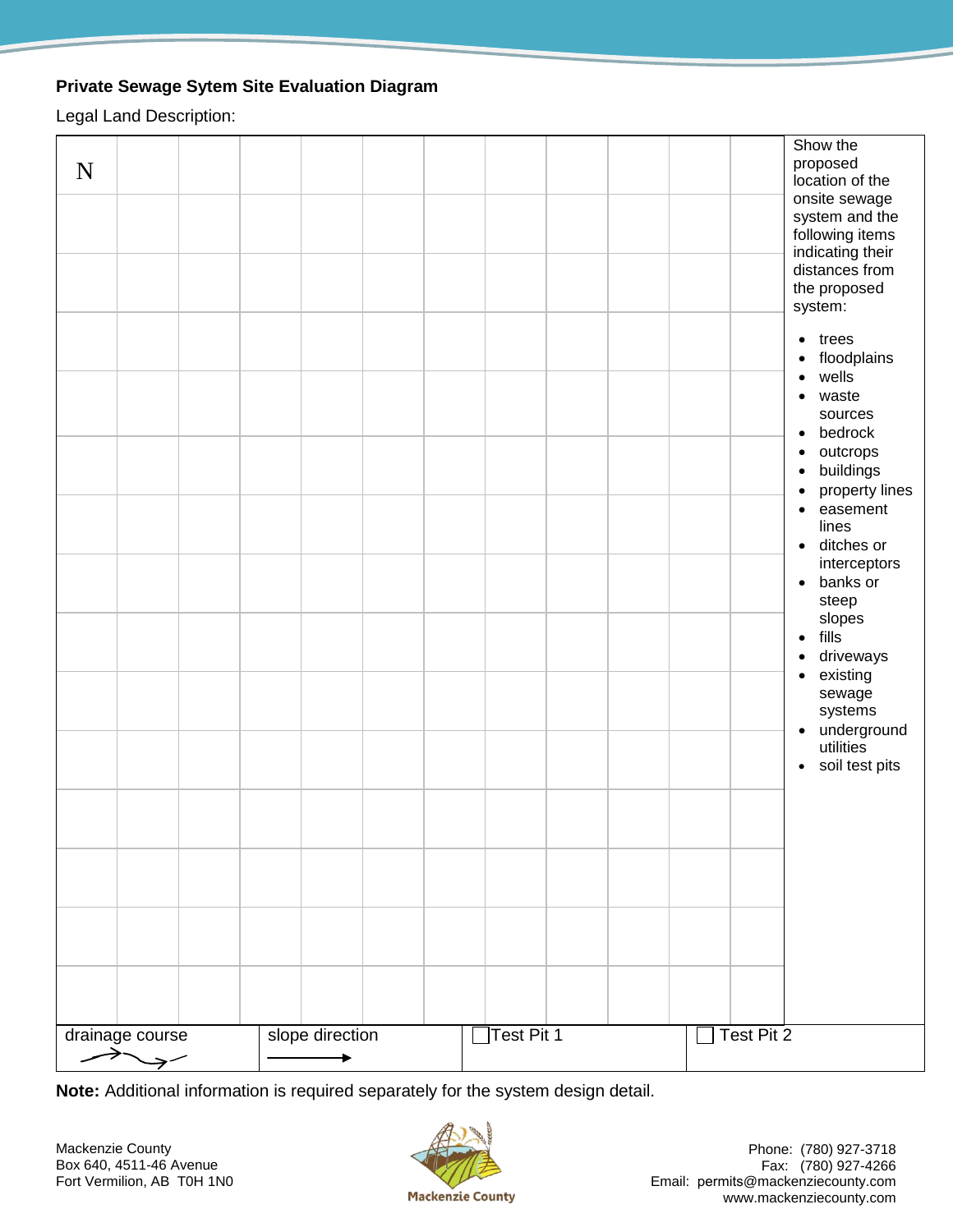**Private Sewage Sytem Site Evaluation Diagram**

Legal Land Description:

N

Show the proposed location of the onsite sewage system and the following items indicating their distances from the proposed system:

- trees
- floodplains
- wells
- waste sources
- bedrock
- outcrops
- buildings
- property lines
- easement lines
- ditches or interceptors
- banks or steep slopes
- fills
- driveways
- existing sewage systems
- underground utilities
- soil test pits

| drainage course | slope direction | ☐ Test Pit 1 | ☐ Test Pit 2 |
|---|---|---|---|

**Note:** Additional information is required separately for the system design detail.

Mackenzie County
Box 640, 4511-46 Avenue
Fort Vermilion, AB T0H 1N0

Mackenzie County

Phone: (780) 927-3718
Fax: (780) 927-4266
Email: permits@mackenziecounty.com
www.mackenziecounty.com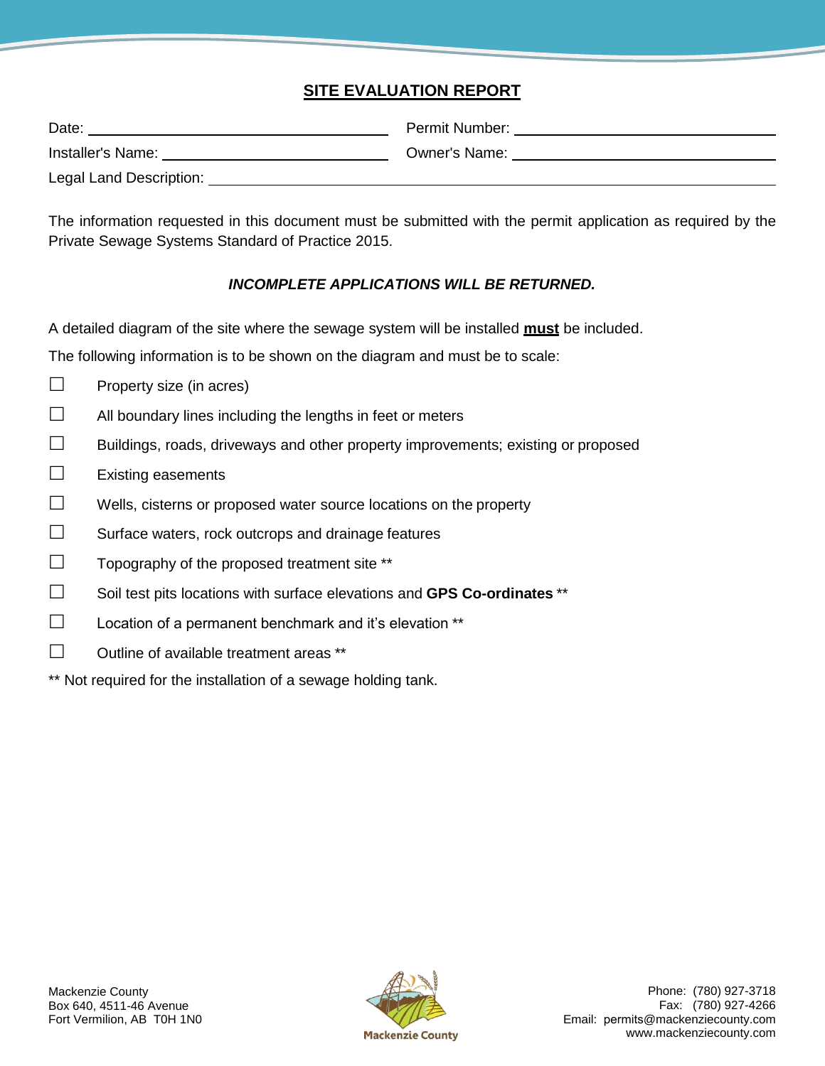## SITE EVALUATION REPORT

Date: ______________________________ Permit Number: ______________________________

Installer's Name: ______________________________ Owner's Name: ______________________________

Legal Land Description: ____________________________________________________________

The information requested in this document must be submitted with the permit application as required by the Private Sewage Systems Standard of Practice 2015.

***INCOMPLETE APPLICATIONS WILL BE RETURNED.***

A detailed diagram of the site where the sewage system will be installed **must** be included.

The following information is to be shown on the diagram and must be to scale:

- ☐ Property size (in acres)
- ☐ All boundary lines including the lengths in feet or meters
- ☐ Buildings, roads, driveways and other property improvements; existing or proposed
- ☐ Existing easements
- ☐ Wells, cisterns or proposed water source locations on the property
- ☐ Surface waters, rock outcrops and drainage features
- ☐ Topography of the proposed treatment site **
- ☐ Soil test pits locations with surface elevations and **GPS Co-ordinates** **
- ☐ Location of a permanent benchmark and it's elevation **
- ☐ Outline of available treatment areas **

** Not required for the installation of a sewage holding tank.

Mackenzie County
Box 640, 4511-46 Avenue
Fort Vermilion, AB T0H 1N0

Phone: (780) 927-3718
Fax: (780) 927-4266
Email: permits@mackenziecounty.com
www.mackenziecounty.com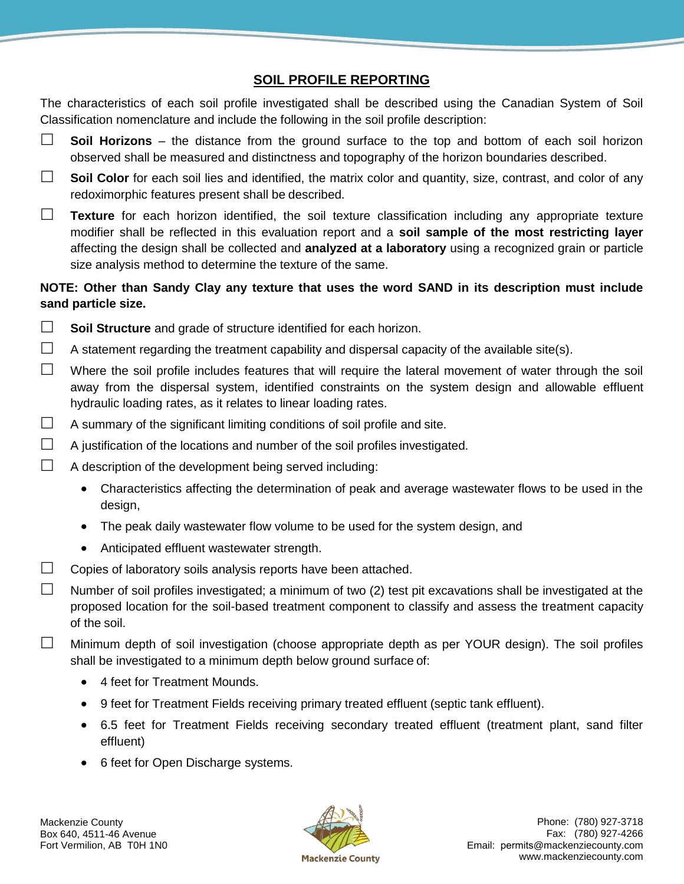## SOIL PROFILE REPORTING

The characteristics of each soil profile investigated shall be described using the Canadian System of Soil Classification nomenclature and include the following in the soil profile description:

- ☐ **Soil Horizons** – the distance from the ground surface to the top and bottom of each soil horizon observed shall be measured and distinctness and topography of the horizon boundaries described.
- ☐ **Soil Color** for each soil lies and identified, the matrix color and quantity, size, contrast, and color of any redoximorphic features present shall be described.
- ☐ **Texture** for each horizon identified, the soil texture classification including any appropriate texture modifier shall be reflected in this evaluation report and a **soil sample of the most restricting layer** affecting the design shall be collected and **analyzed at a laboratory** using a recognized grain or particle size analysis method to determine the texture of the same.

**NOTE: Other than Sandy Clay any texture that uses the word SAND in its description must include sand particle size.**

- ☐ **Soil Structure** and grade of structure identified for each horizon.
- ☐ A statement regarding the treatment capability and dispersal capacity of the available site(s).
- ☐ Where the soil profile includes features that will require the lateral movement of water through the soil away from the dispersal system, identified constraints on the system design and allowable effluent hydraulic loading rates, as it relates to linear loading rates.
- ☐ A summary of the significant limiting conditions of soil profile and site.
- ☐ A justification of the locations and number of the soil profiles investigated.
- ☐ A description of the development being served including:
  - Characteristics affecting the determination of peak and average wastewater flows to be used in the design,
  - The peak daily wastewater flow volume to be used for the system design, and
  - Anticipated effluent wastewater strength.
- ☐ Copies of laboratory soils analysis reports have been attached.
- ☐ Number of soil profiles investigated; a minimum of two (2) test pit excavations shall be investigated at the proposed location for the soil-based treatment component to classify and assess the treatment capacity of the soil.
- ☐ Minimum depth of soil investigation (choose appropriate depth as per YOUR design). The soil profiles shall be investigated to a minimum depth below ground surface of:
  - 4 feet for Treatment Mounds.
  - 9 feet for Treatment Fields receiving primary treated effluent (septic tank effluent).
  - 6.5 feet for Treatment Fields receiving secondary treated effluent (treatment plant, sand filter effluent)
  - 6 feet for Open Discharge systems.

Mackenzie County
Box 640, 4511-46 Avenue
Fort Vermilion, AB T0H 1N0

Phone: (780) 927-3718
Fax: (780) 927-4266
Email: permits@mackenziecounty.com
www.mackenziecounty.com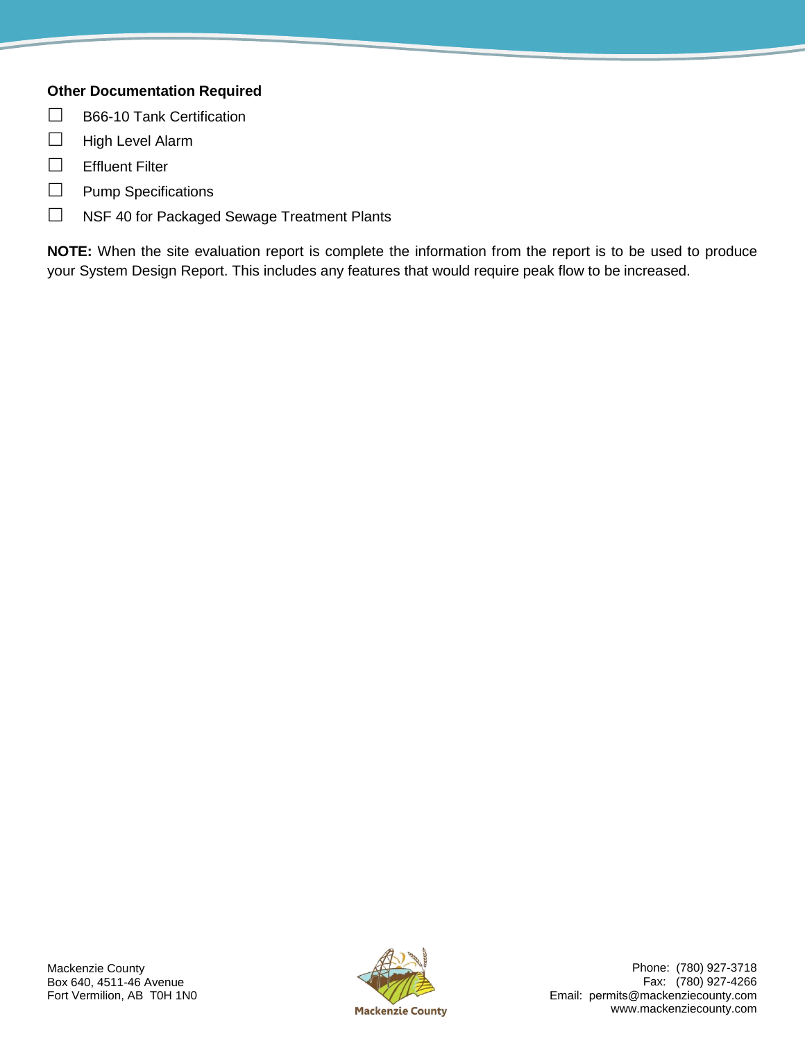**Other Documentation Required**

- ☐ B66-10 Tank Certification
- ☐ High Level Alarm
- ☐ Effluent Filter
- ☐ Pump Specifications
- ☐ NSF 40 for Packaged Sewage Treatment Plants

**NOTE:** When the site evaluation report is complete the information from the report is to be used to produce your System Design Report. This includes any features that would require peak flow to be increased.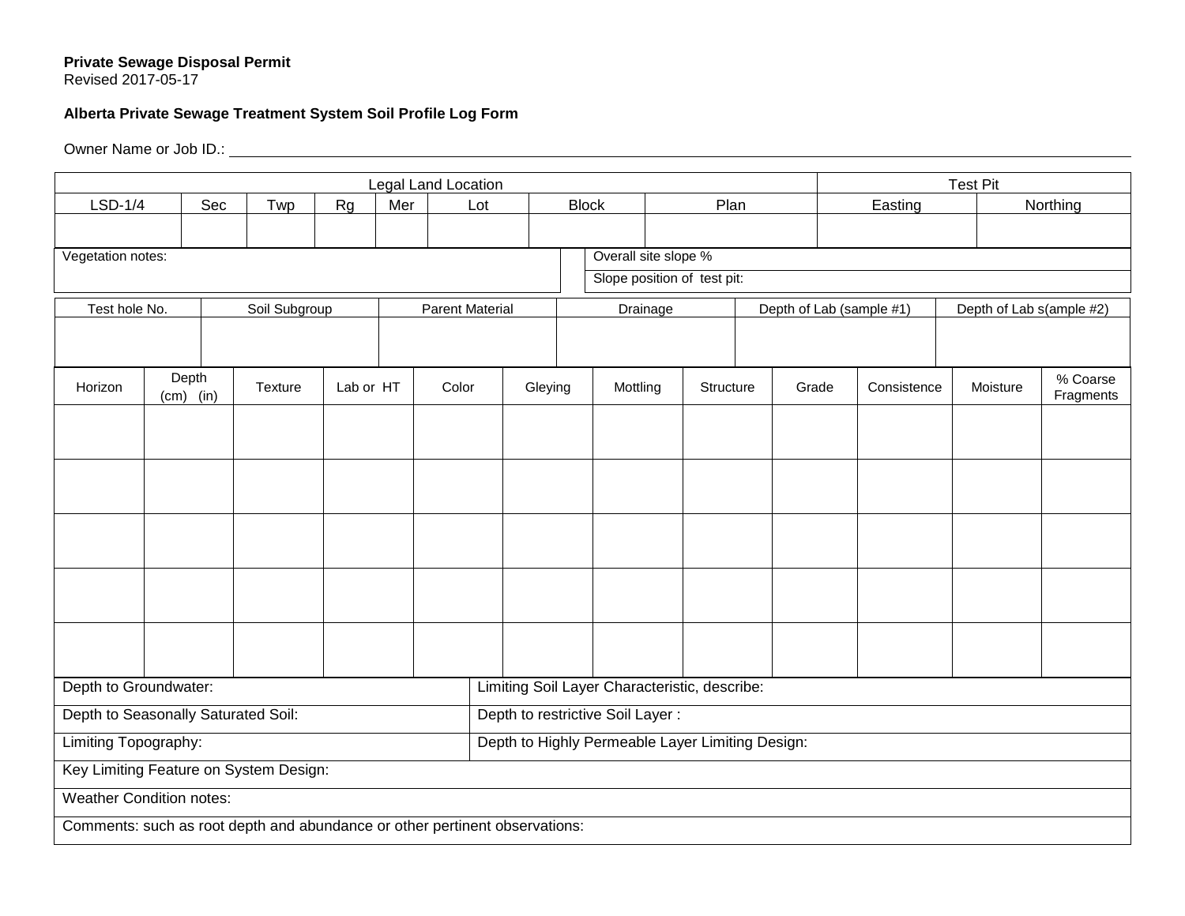**Private Sewage Disposal Permit**
Revised 2017-05-17

**Alberta Private Sewage Treatment System Soil Profile Log Form**

Owner Name or Job ID.: ______________________________

| Legal Land Location | | | | | | | | Test Pit | |
|---|---|---|---|---|---|---|---|---|---|
| LSD-1/4 | Sec | Twp | Rg | Mer | Lot | Block | Plan | Easting | Northing |
| | | | | | | | | | |

| | |
|---|---|
| Vegetation notes: | Overall site slope % |
| | Slope position of test pit: |

| Test hole No. | Soil Subgroup | Parent Material | Drainage | Depth of Lab (sample #1) | Depth of Lab s(ample #2) |
|---|---|---|---|---|---|
| | | | | | |

| Horizon | Depth (cm) (in) | Texture | Lab or HT | Color | Gleying | Mottling | Structure | Grade | Consistence | Moisture | % Coarse Fragments |
|---|---|---|---|---|---|---|---|---|---|---|---|
| | | | | | | | | | | | |
| | | | | | | | | | | | |
| | | | | | | | | | | | |
| | | | | | | | | | | | |
| | | | | | | | | | | | |

| | |
|---|---|
| Depth to Groundwater: | Limiting Soil Layer Characteristic, describe: |
| Depth to Seasonally Saturated Soil: | Depth to restrictive Soil Layer : |
| Limiting Topography: | Depth to Highly Permeable Layer Limiting Design: |

Key Limiting Feature on System Design:

Weather Condition notes:

Comments: such as root depth and abundance or other pertinent observations: